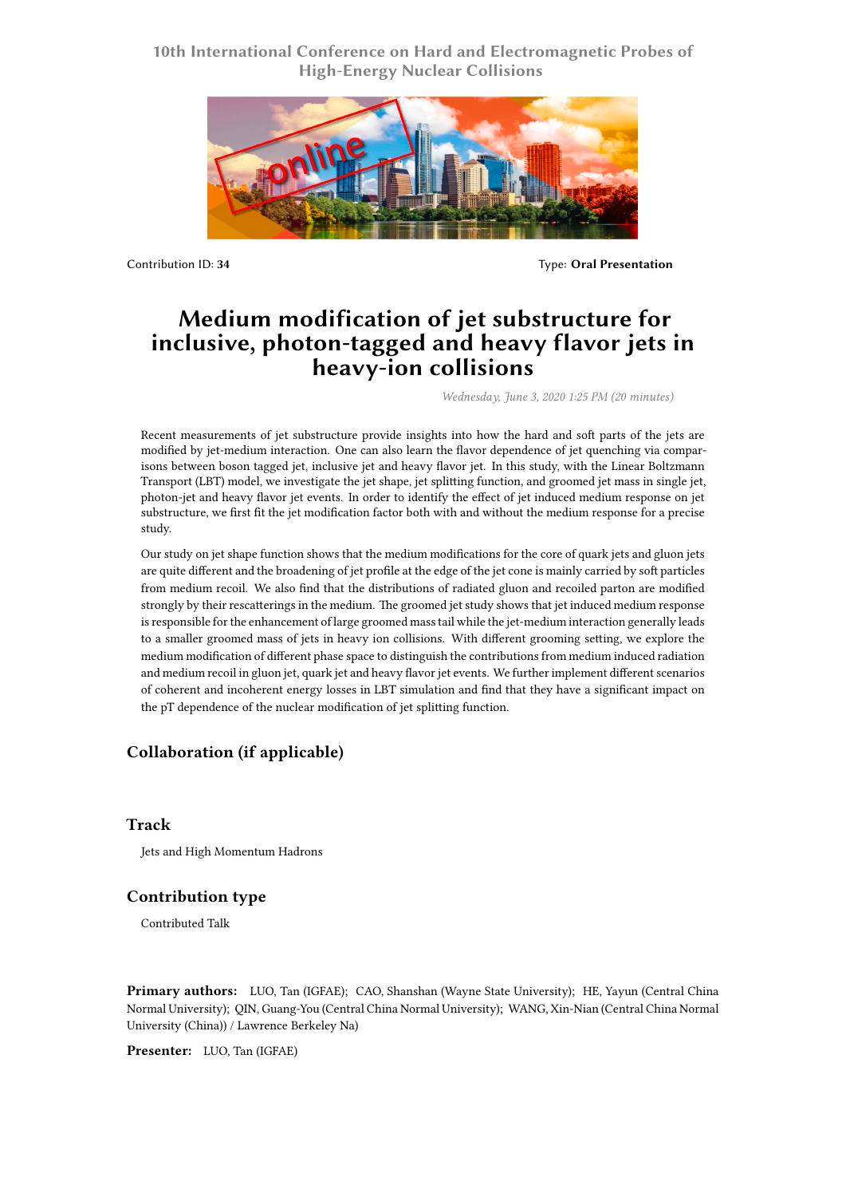10th International Conference on Hard and Electromagnetic Probes of High-Energy Nuclear Collisions

Contribution ID: **34**

Type: **Oral Presentation**

# Medium modification of jet substructure for inclusive, photon-tagged and heavy flavor jets in heavy-ion collisions

*Wednesday, June 3, 2020 1:25 PM (20 minutes)*

Recent measurements of jet substructure provide insights into how the hard and soft parts of the jets are modified by jet-medium interaction. One can also learn the flavor dependence of jet quenching via comparisons between boson tagged jet, inclusive jet and heavy flavor jet. In this study, with the Linear Boltzmann Transport (LBT) model, we investigate the jet shape, jet splitting function, and groomed jet mass in single jet, photon-jet and heavy flavor jet events. In order to identify the effect of jet induced medium response on jet substructure, we first fit the jet modification factor both with and without the medium response for a precise study.

Our study on jet shape function shows that the medium modifications for the core of quark jets and gluon jets are quite different and the broadening of jet profile at the edge of the jet cone is mainly carried by soft particles from medium recoil. We also find that the distributions of radiated gluon and recoiled parton are modified strongly by their rescatterings in the medium. The groomed jet study shows that jet induced medium response is responsible for the enhancement of large groomed mass tail while the jet-medium interaction generally leads to a smaller groomed mass of jets in heavy ion collisions. With different grooming setting, we explore the medium modification of different phase space to distinguish the contributions from medium induced radiation and medium recoil in gluon jet, quark jet and heavy flavor jet events. We further implement different scenarios of coherent and incoherent energy losses in LBT simulation and find that they have a significant impact on the pT dependence of the nuclear modification of jet splitting function.

## Collaboration (if applicable)

## Track

Jets and High Momentum Hadrons

## Contribution type

Contributed Talk

**Primary authors:** LUO, Tan (IGFAE); CAO, Shanshan (Wayne State University); HE, Yayun (Central China Normal University); QIN, Guang-You (Central China Normal University); WANG, Xin-Nian (Central China Normal University (China)) / Lawrence Berkeley Na)

**Presenter:** LUO, Tan (IGFAE)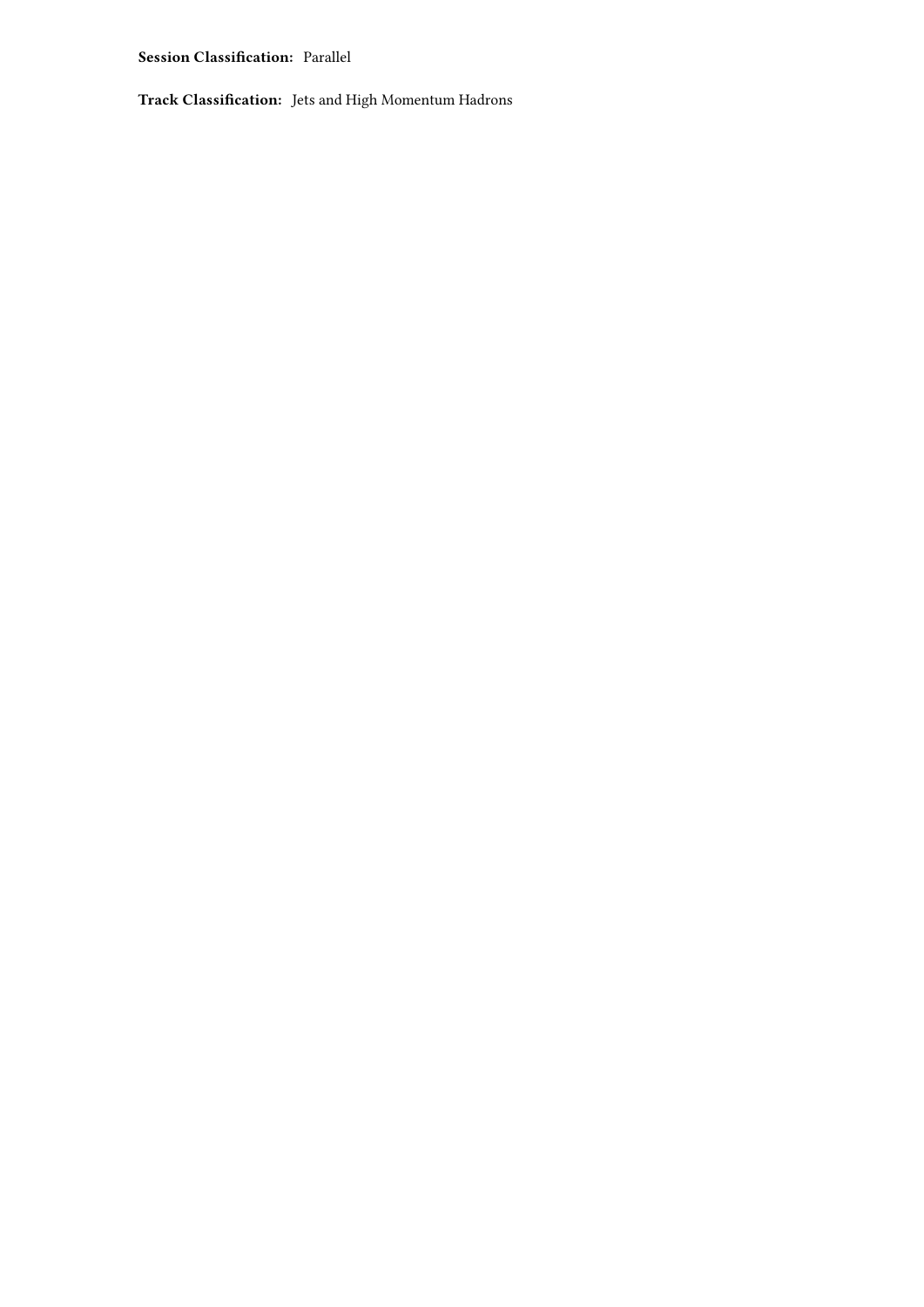**Session Classification:** Parallel

**Track Classification:** Jets and High Momentum Hadrons